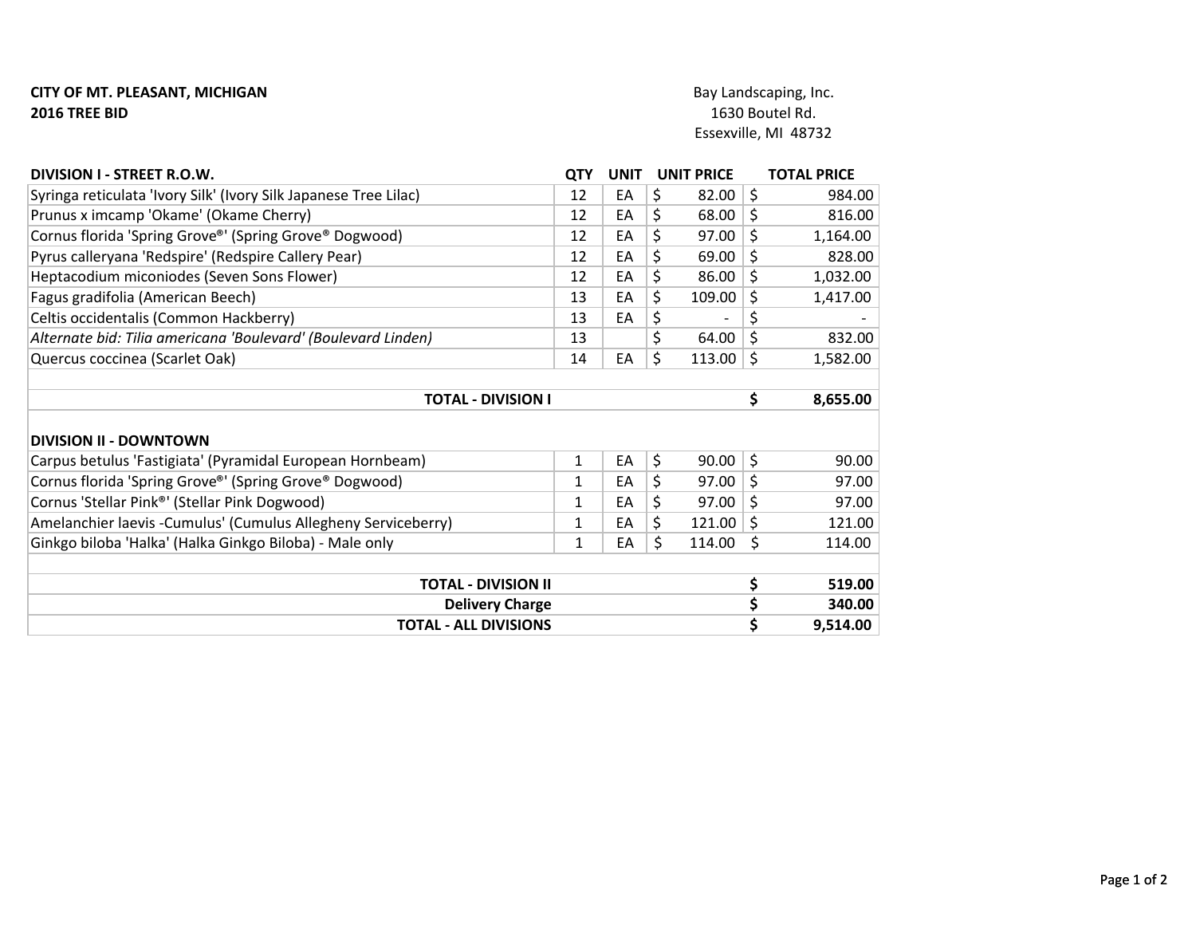**CITY OF MT. PLEASANT, MICHIGAN**
**2016 TREE BID**

Bay Landscaping, Inc.
1630 Boutel Rd.
Essexville, MI 48732

| DIVISION I - STREET R.O.W. | QTY | UNIT | UNIT PRICE | TOTAL PRICE |
|---|---|---|---|---|
| Syringa reticulata 'Ivory Silk' (Ivory Silk Japanese Tree Lilac) | 12 | EA | $ 82.00 | $ 984.00 |
| Prunus x imcamp 'Okame' (Okame Cherry) | 12 | EA | $ 68.00 | $ 816.00 |
| Cornus florida 'Spring Grove®' (Spring Grove® Dogwood) | 12 | EA | $ 97.00 | $ 1,164.00 |
| Pyrus calleryana 'Redspire' (Redspire Callery Pear) | 12 | EA | $ 69.00 | $ 828.00 |
| Heptacodium miconiodes (Seven Sons Flower) | 12 | EA | $ 86.00 | $ 1,032.00 |
| Fagus gradifolia (American Beech) | 13 | EA | $ 109.00 | $ 1,417.00 |
| Celtis occidentalis (Common Hackberry) | 13 | EA | $ - | $ - |
| *Alternate bid: Tilia americana 'Boulevard' (Boulevard Linden)* | 13 | | $ 64.00 | $ 832.00 |
| Quercus coccinea (Scarlet Oak) | 14 | EA | $ 113.00 | $ 1,582.00 |
| | | | | |
| **TOTAL - DIVISION I** | | | | **$ 8,655.00** |
| | | | | |
| **DIVISION II - DOWNTOWN** | | | | |
| Carpus betulus 'Fastigiata' (Pyramidal European Hornbeam) | 1 | EA | $ 90.00 | $ 90.00 |
| Cornus florida 'Spring Grove®' (Spring Grove® Dogwood) | 1 | EA | $ 97.00 | $ 97.00 |
| Cornus 'Stellar Pink®' (Stellar Pink Dogwood) | 1 | EA | $ 97.00 | $ 97.00 |
| Amelanchier laevis -Cumulus' (Cumulus Allegheny Serviceberry) | 1 | EA | $ 121.00 | $ 121.00 |
| Ginkgo biloba 'Halka' (Halka Ginkgo Biloba) - Male only | 1 | EA | $ 114.00 | $ 114.00 |
| | | | | |
| **TOTAL - DIVISION II** | | | | **$ 519.00** |
| **Delivery Charge** | | | | **$ 340.00** |
| **TOTAL - ALL DIVISIONS** | | | | **$ 9,514.00** |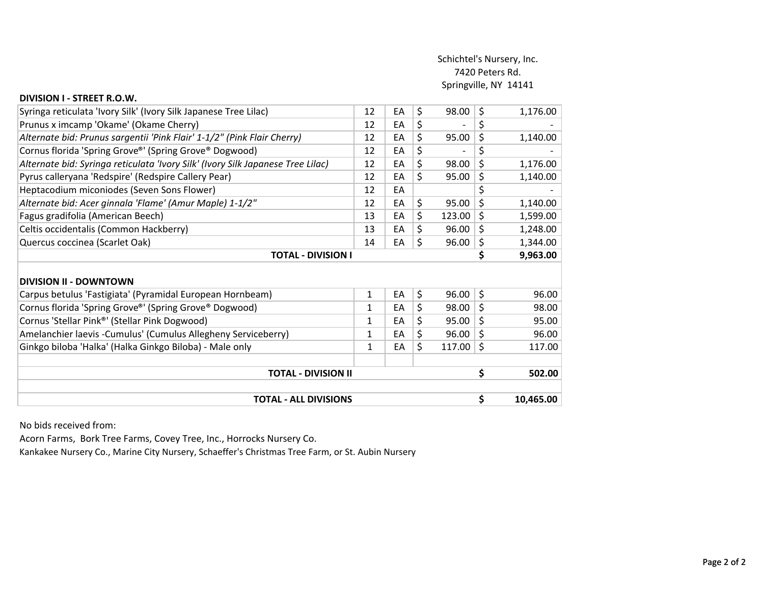Schichtel's Nursery, Inc.
7420 Peters Rd.
Springville, NY 14141

**DIVISION I - STREET R.O.W.**

| | | | | |
|---|---|---|---|---|
| Syringa reticulata 'Ivory Silk' (Ivory Silk Japanese Tree Lilac) | 12 | EA | $ 98.00 | $ 1,176.00 |
| Prunus x imcamp 'Okame' (Okame Cherry) | 12 | EA | $ - | $ - |
| *Alternate bid: Prunus sargentii 'Pink Flair' 1-1/2" (Pink Flair Cherry)* | 12 | EA | $ 95.00 | $ 1,140.00 |
| Cornus florida 'Spring Grove®' (Spring Grove® Dogwood) | 12 | EA | $ - | $ - |
| *Alternate bid: Syringa reticulata 'Ivory Silk' (Ivory Silk Japanese Tree Lilac)* | 12 | EA | $ 98.00 | $ 1,176.00 |
| Pyrus calleryana 'Redspire' (Redspire Callery Pear) | 12 | EA | $ 95.00 | $ 1,140.00 |
| Heptacodium miconiodes (Seven Sons Flower) | 12 | EA | | $ - |
| *Alternate bid: Acer ginnala 'Flame' (Amur Maple) 1-1/2"* | 12 | EA | $ 95.00 | $ 1,140.00 |
| Fagus gradifolia (American Beech) | 13 | EA | $ 123.00 | $ 1,599.00 |
| Celtis occidentalis (Common Hackberry) | 13 | EA | $ 96.00 | $ 1,248.00 |
| Quercus coccinea (Scarlet Oak) | 14 | EA | $ 96.00 | $ 1,344.00 |
| **TOTAL - DIVISION I** | | | | **$ 9,963.00** |

**DIVISION II - DOWNTOWN**

| | | | | |
|---|---|---|---|---|
| Carpus betulus 'Fastigiata' (Pyramidal European Hornbeam) | 1 | EA | $ 96.00 | $ 96.00 |
| Cornus florida 'Spring Grove®' (Spring Grove® Dogwood) | 1 | EA | $ 98.00 | $ 98.00 |
| Cornus 'Stellar Pink®' (Stellar Pink Dogwood) | 1 | EA | $ 95.00 | $ 95.00 |
| Amelanchier laevis -Cumulus' (Cumulus Allegheny Serviceberry) | 1 | EA | $ 96.00 | $ 96.00 |
| Ginkgo biloba 'Halka' (Halka Ginkgo Biloba) - Male only | 1 | EA | $ 117.00 | $ 117.00 |
| **TOTAL - DIVISION II** | | | | **$ 502.00** |
| **TOTAL - ALL DIVISIONS** | | | | **$ 10,465.00** |

No bids received from:
Acorn Farms, Bork Tree Farms, Covey Tree, Inc., Horrocks Nursery Co.
Kankakee Nursery Co., Marine City Nursery, Schaeffer's Christmas Tree Farm, or St. Aubin Nursery